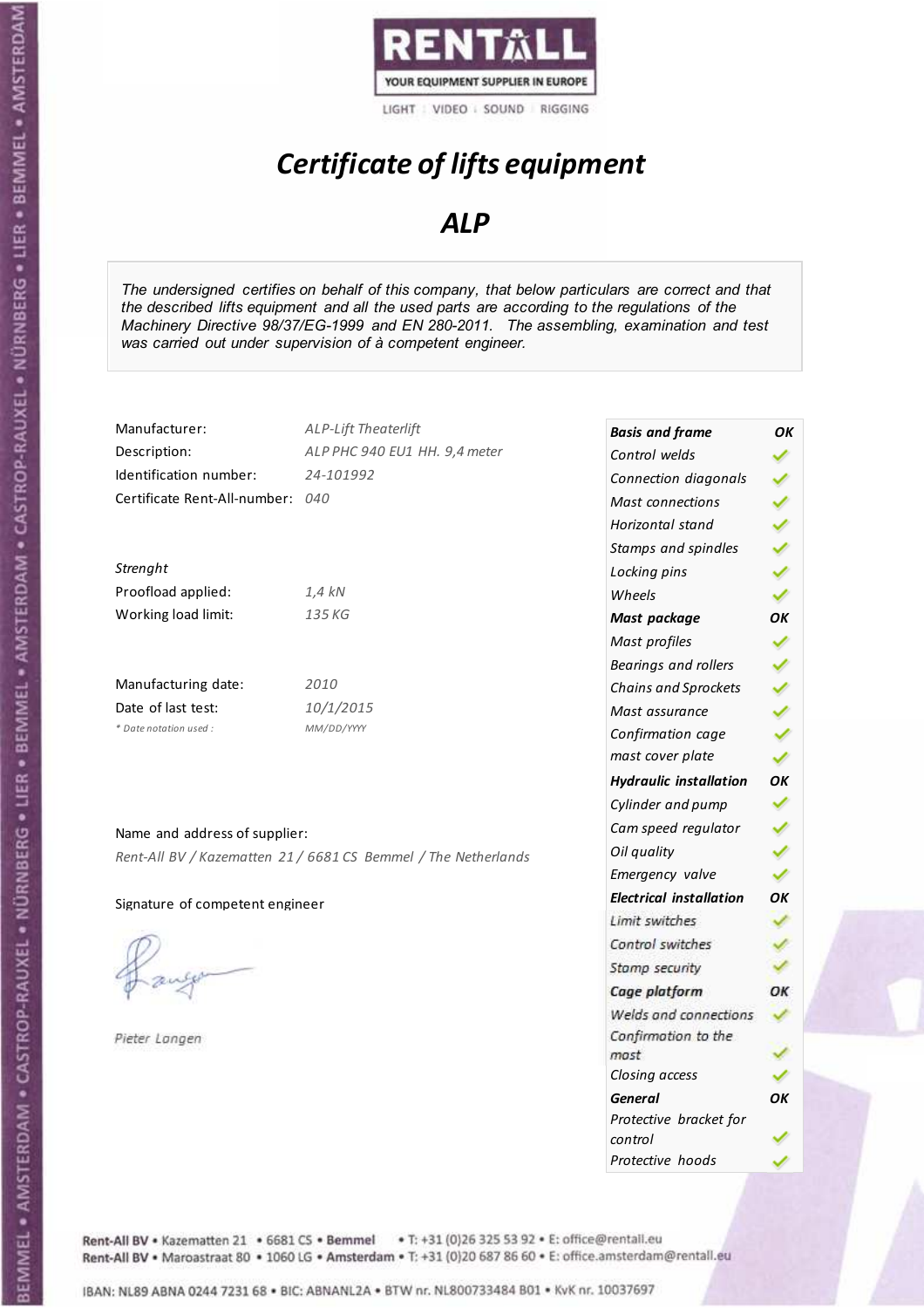RENTALL

YOUR EQUIPMENT SUPPLIER IN EUROPE

LIGHT | VIDEO | SOUND | RIGGING

# *Certificate of lifts equipment*

## *ALP*

*The undersigned certifies on behalf of this company, that below particulars are correct and that the described lifts equipment and all the used parts are according to the regulations of the Machinery Directive 98/37/EG-1999 and EN 280-2011. The assembling, examination and test was carried out under supervision of à competent engineer.*

| | |
|---|---|
| Manufacturer: | *ALP-Lift Theaterlift* |
| Description: | *ALP PHC 940 EU1 HH. 9,4 meter* |
| Identification number: | *24-101992* |
| Certificate Rent-All-number: | *040* |

*Strenght*

| | |
|---|---|
| Proofload applied: | *1,4 kN* |
| Working load limit: | *135 KG* |

| | |
|---|---|
| Manufacturing date: | *2010* |
| Date of last test: | *10/1/2015* |
| *\* Date notation used :* | *MM/DD/YYYY* |

Name and address of supplier:

*Rent-All BV / Kazematten 21 / 6681 CS Bemmel / The Netherlands*

Signature of competent engineer

*Pieter Langen*

| | |
|---|---|
| ***Basis and frame*** | ***OK*** |
| *Control welds* | ✓ |
| *Connection diagonals* | ✓ |
| *Mast connections* | ✓ |
| *Horizontal stand* | ✓ |
| *Stamps and spindles* | ✓ |
| *Locking pins* | ✓ |
| *Wheels* | ✓ |
| ***Mast package*** | ***OK*** |
| *Mast profiles* | ✓ |
| *Bearings and rollers* | ✓ |
| *Chains and Sprockets* | ✓ |
| *Mast assurance* | ✓ |
| *Confirmation cage* | ✓ |
| *mast cover plate* | ✓ |
| ***Hydraulic installation*** | ***OK*** |
| *Cylinder and pump* | ✓ |
| *Cam speed regulator* | ✓ |
| *Oil quality* | ✓ |
| *Emergency valve* | ✓ |
| ***Electrical installation*** | ***OK*** |
| *Limit switches* | ✓ |
| *Control switches* | ✓ |
| *Stamp security* | ✓ |
| ***Cage platform*** | ***OK*** |
| *Welds and connections* | ✓ |
| *Confirmation to the mast* | ✓ |
| *Closing access* | ✓ |
| ***General*** | ***OK*** |
| *Protective bracket for control* | ✓ |
| *Protective hoods* | ✓ |

Rent-All BV • Kazematten 21 • 6681 CS • **Bemmel** • T: +31 (0)26 325 53 92 • E: office@rentall.eu
Rent-All BV • Maroastraat 80 • 1060 LG • **Amsterdam** • T: +31 (0)20 687 86 60 • E: office.amsterdam@rentall.eu

IBAN: NL89 ABNA 0244 7231 68 • BIC: ABNANL2A • BTW nr. NL800733484 B01 • KvK nr. 10037697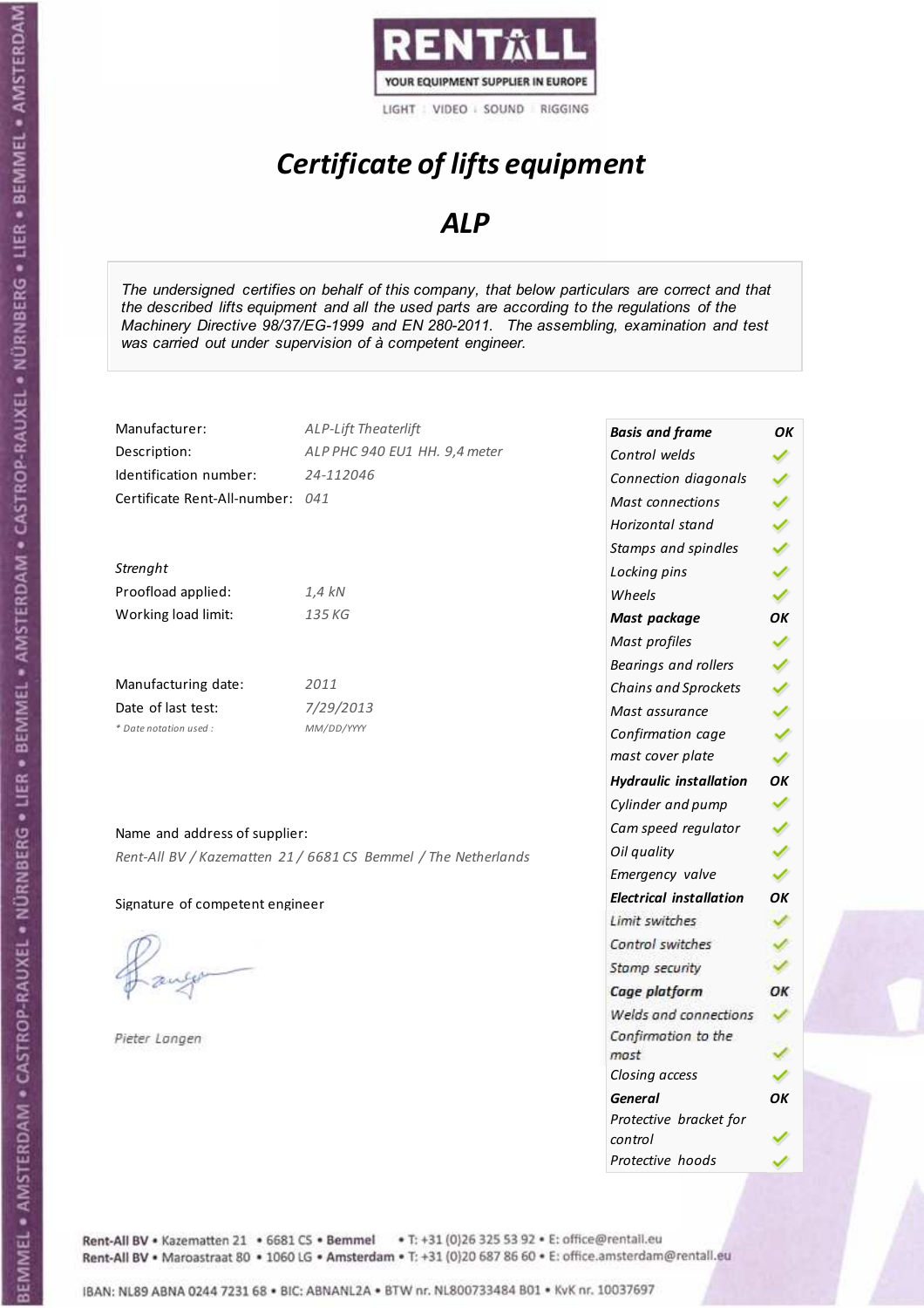RENTALL

YOUR EQUIPMENT SUPPLIER IN EUROPE

LIGHT | VIDEO | SOUND | RIGGING

# *Certificate of lifts equipment*

## *ALP*

*The undersigned certifies on behalf of this company, that below particulars are correct and that the described lifts equipment and all the used parts are according to the regulations of the Machinery Directive 98/37/EG-1999 and EN 280-2011. The assembling, examination and test was carried out under supervision of à competent engineer.*

| | |
|---|---|
| Manufacturer: | *ALP-Lift Theaterlift* |
| Description: | *ALP PHC 940 EU1 HH. 9,4 meter* |
| Identification number: | *24-112046* |
| Certificate Rent-All-number: | *041* |

*Strenght*

| | |
|---|---|
| Proofload applied: | *1,4 kN* |
| Working load limit: | *135 KG* |

| | |
|---|---|
| Manufacturing date: | *2011* |
| Date of last test: | *7/29/2013* |
| *\* Date notation used :* | *MM/DD/YYYY* |

Name and address of supplier:

*Rent-All BV / Kazematten 21 / 6681 CS Bemmel / The Netherlands*

Signature of competent engineer

*Pieter Langen*

| | |
|---|---|
| ***Basis and frame*** | ***OK*** |
| *Control welds* | ✓ |
| *Connection diagonals* | ✓ |
| *Mast connections* | ✓ |
| *Horizontal stand* | ✓ |
| *Stamps and spindles* | ✓ |
| *Locking pins* | ✓ |
| *Wheels* | ✓ |
| ***Mast package*** | ***OK*** |
| *Mast profiles* | ✓ |
| *Bearings and rollers* | ✓ |
| *Chains and Sprockets* | ✓ |
| *Mast assurance* | ✓ |
| *Confirmation cage* | ✓ |
| *mast cover plate* | ✓ |
| ***Hydraulic installation*** | ***OK*** |
| *Cylinder and pump* | ✓ |
| *Cam speed regulator* | ✓ |
| *Oil quality* | ✓ |
| *Emergency valve* | ✓ |
| ***Electrical installation*** | ***OK*** |
| *Limit switches* | ✓ |
| *Control switches* | ✓ |
| *Stamp security* | ✓ |
| ***Cage platform*** | ***OK*** |
| *Welds and connections* | ✓ |
| *Confirmation to the mast* | ✓ |
| *Closing access* | ✓ |
| ***General*** | ***OK*** |
| *Protective bracket for control* | ✓ |
| *Protective hoods* | ✓ |

Rent-All BV • Kazematten 21 • 6681 CS • Bemmel • T: +31 (0)26 325 53 92 • E: office@rentall.eu
Rent-All BV • Maroastraat 80 • 1060 LG • Amsterdam • T: +31 (0)20 687 86 60 • E: office.amsterdam@rentall.eu

IBAN: NL89 ABNA 0244 7231 68 • BIC: ABNANL2A • BTW nr. NL800733484 B01 • KvK nr. 10037697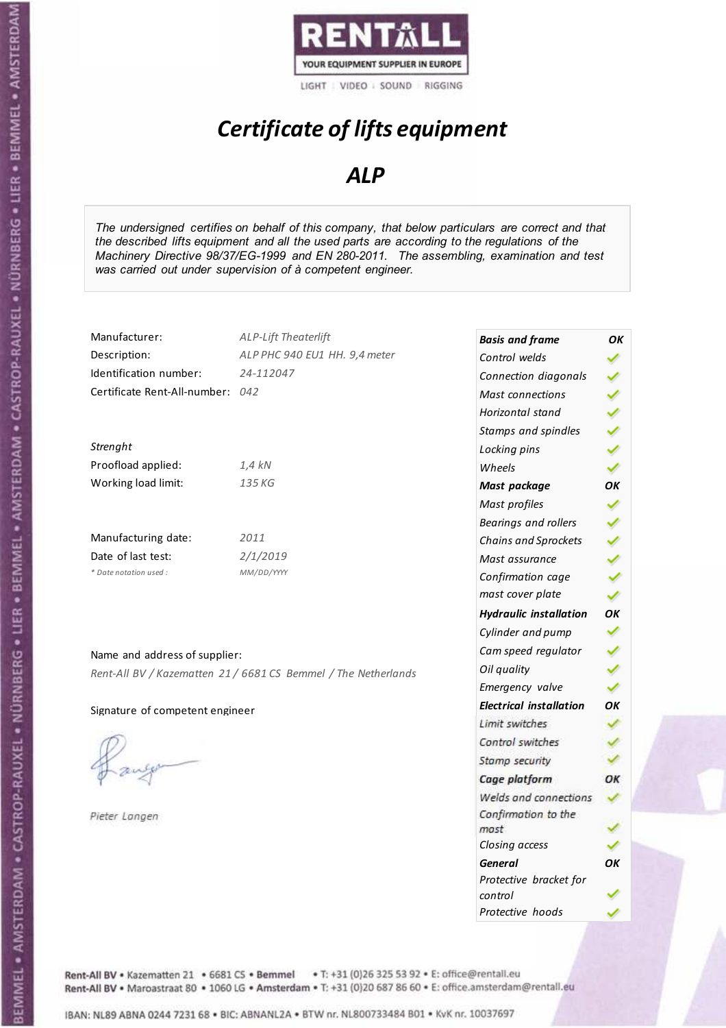RENTALL
YOUR EQUIPMENT SUPPLIER IN EUROPE
LIGHT | VIDEO | SOUND | RIGGING

# *Certificate of lifts equipment*

## *ALP*

*The undersigned certifies on behalf of this company, that below particulars are correct and that the described lifts equipment and all the used parts are according to the regulations of the Machinery Directive 98/37/EG-1999 and EN 280-2011. The assembling, examination and test was carried out under supervision of à competent engineer.*

| | |
|---|---|
| Manufacturer: | *ALP-Lift Theaterlift* |
| Description: | *ALP PHC 940 EU1 HH. 9,4 meter* |
| Identification number: | *24-112047* |
| Certificate Rent-All-number: | *042* |

*Strenght*

| | |
|---|---|
| Proofload applied: | *1,4 kN* |
| Working load limit: | *135 KG* |

| | |
|---|---|
| Manufacturing date: | *2011* |
| Date of last test: | *2/1/2019* |
| *\* Date notation used :* | *MM/DD/YYYY* |

Name and address of supplier:

*Rent-All BV / Kazematten 21 / 6681 CS Bemmel / The Netherlands*

Signature of competent engineer

*Pieter Langen*

| | |
|---|---|
| ***Basis and frame*** | ***OK*** |
| *Control welds* | ✓ |
| *Connection diagonals* | ✓ |
| *Mast connections* | ✓ |
| *Horizontal stand* | ✓ |
| *Stamps and spindles* | ✓ |
| *Locking pins* | ✓ |
| *Wheels* | ✓ |
| ***Mast package*** | ***OK*** |
| *Mast profiles* | ✓ |
| *Bearings and rollers* | ✓ |
| *Chains and Sprockets* | ✓ |
| *Mast assurance* | ✓ |
| *Confirmation cage* | ✓ |
| *mast cover plate* | ✓ |
| ***Hydraulic installation*** | ***OK*** |
| *Cylinder and pump* | ✓ |
| *Cam speed regulator* | ✓ |
| *Oil quality* | ✓ |
| *Emergency valve* | ✓ |
| ***Electrical installation*** | ***OK*** |
| *Limit switches* | ✓ |
| *Control switches* | ✓ |
| *Stamp security* | ✓ |
| ***Cage platform*** | ***OK*** |
| *Welds and connections* | ✓ |
| *Confirmation to the mast* | ✓ |
| *Closing access* | ✓ |
| ***General*** | ***OK*** |
| *Protective bracket for control* | ✓ |
| *Protective hoods* | ✓ |

Rent-All BV • Kazematten 21 • 6681 CS • Bemmel • T: +31 (0)26 325 53 92 • E: office@rentall.eu
Rent-All BV • Maroastraat 80 • 1060 LG • Amsterdam • T: +31 (0)20 687 86 60 • E: office.amsterdam@rentall.eu

IBAN: NL89 ABNA 0244 7231 68 • BIC: ABNANL2A • BTW nr. NL800733484 B01 • KvK nr. 10037697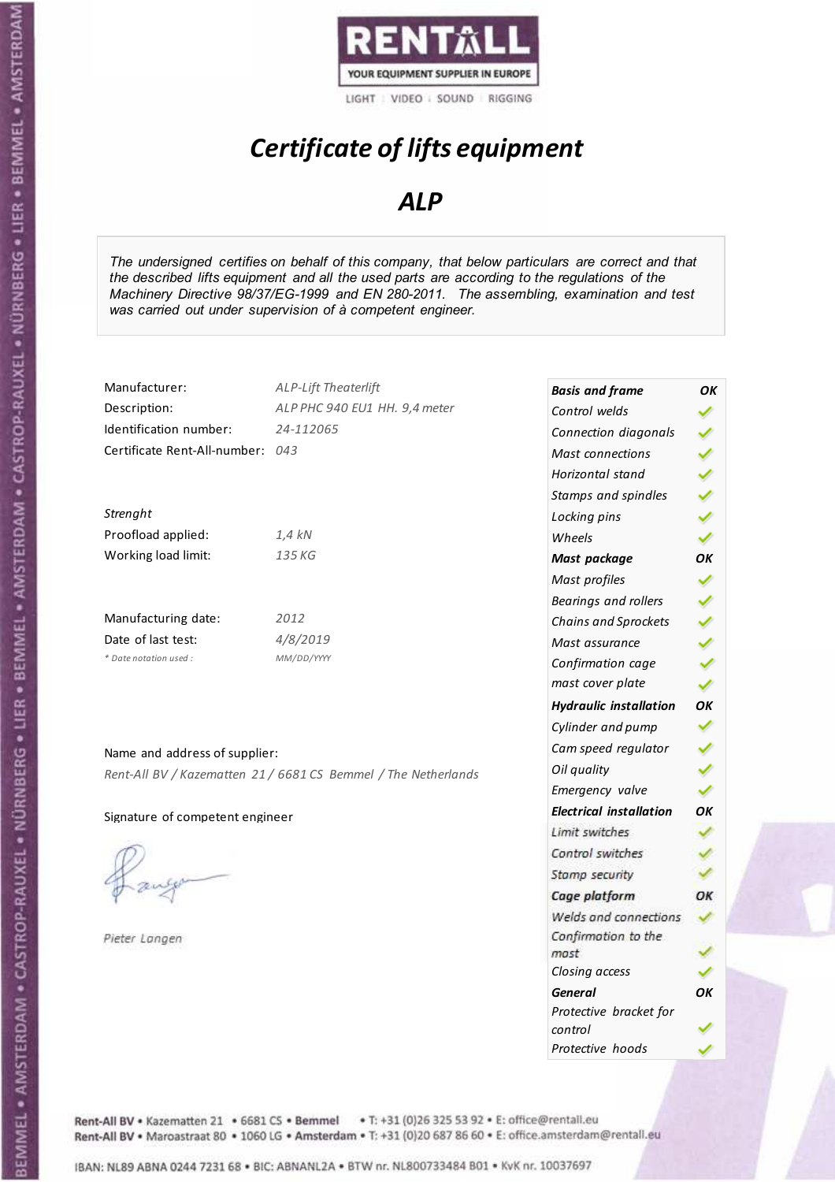RENTALL

YOUR EQUIPMENT SUPPLIER IN EUROPE

LIGHT | VIDEO | SOUND | RIGGING

# *Certificate of lifts equipment*

## *ALP*

*The undersigned certifies on behalf of this company, that below particulars are correct and that the described lifts equipment and all the used parts are according to the regulations of the Machinery Directive 98/37/EG-1999 and EN 280-2011. The assembling, examination and test was carried out under supervision of à competent engineer.*

| | |
|---|---|
| Manufacturer: | *ALP-Lift Theaterlift* |
| Description: | *ALP PHC 940 EU1 HH. 9,4 meter* |
| Identification number: | *24-112065* |
| Certificate Rent-All-number: | *043* |

*Strenght*

| | |
|---|---|
| Proofload applied: | *1,4 kN* |
| Working load limit: | *135 KG* |

| | |
|---|---|
| Manufacturing date: | *2012* |
| Date of last test: | *4/8/2019* |
| *\* Date notation used :* | *MM/DD/YYYY* |

Name and address of supplier:

*Rent-All BV / Kazematten 21 / 6681 CS Bemmel / The Netherlands*

Signature of competent engineer

*Pieter Langen*

| | |
|---|---|
| ***Basis and frame*** | ***OK*** |
| *Control welds* | ✓ |
| *Connection diagonals* | ✓ |
| *Mast connections* | ✓ |
| *Horizontal stand* | ✓ |
| *Stamps and spindles* | ✓ |
| *Locking pins* | ✓ |
| *Wheels* | ✓ |
| ***Mast package*** | ***OK*** |
| *Mast profiles* | ✓ |
| *Bearings and rollers* | ✓ |
| *Chains and Sprockets* | ✓ |
| *Mast assurance* | ✓ |
| *Confirmation cage* | ✓ |
| *mast cover plate* | ✓ |
| ***Hydraulic installation*** | ***OK*** |
| *Cylinder and pump* | ✓ |
| *Cam speed regulator* | ✓ |
| *Oil quality* | ✓ |
| *Emergency valve* | ✓ |
| ***Electrical installation*** | ***OK*** |
| *Limit switches* | ✓ |
| *Control switches* | ✓ |
| *Stamp security* | ✓ |
| ***Cage platform*** | ***OK*** |
| *Welds and connections* | ✓ |
| *Confirmation to the mast* | ✓ |
| *Closing access* | ✓ |
| ***General*** | ***OK*** |
| *Protective bracket for control* | ✓ |
| *Protective hoods* | ✓ |

Rent-All BV • Kazematten 21 • 6681 CS • Bemmel • T: +31 (0)26 325 53 92 • E: office@rentall.eu
Rent-All BV • Maroastraat 80 • 1060 LG • Amsterdam • T: +31 (0)20 687 86 60 • E: office.amsterdam@rentall.eu

IBAN: NL89 ABNA 0244 7231 68 • BIC: ABNANL2A • BTW nr. NL800733484 B01 • KvK nr. 10037697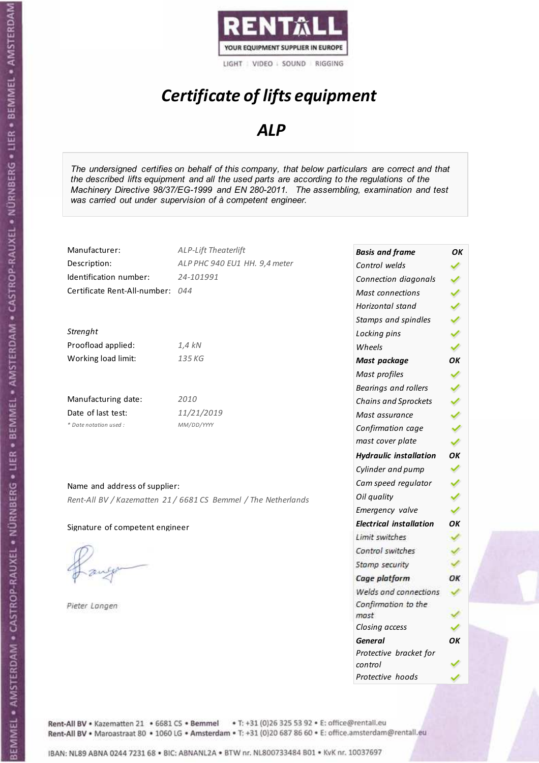RENTALL
YOUR EQUIPMENT SUPPLIER IN EUROPE
LIGHT | VIDEO | SOUND | RIGGING

# *Certificate of lifts equipment*

## *ALP*

*The undersigned certifies on behalf of this company, that below particulars are correct and that the described lifts equipment and all the used parts are according to the regulations of the Machinery Directive 98/37/EG-1999 and EN 280-2011. The assembling, examination and test was carried out under supervision of à competent engineer.*

| | |
|---|---|
| Manufacturer: | *ALP-Lift Theaterlift* |
| Description: | *ALP PHC 940 EU1 HH. 9,4 meter* |
| Identification number: | *24-101991* |
| Certificate Rent-All-number: | *044* |

*Strenght*

| | |
|---|---|
| Proofload applied: | *1,4 kN* |
| Working load limit: | *135 KG* |

| | |
|---|---|
| Manufacturing date: | *2010* |
| Date of last test: | *11/21/2019* |
| *\* Date notation used :* | *MM/DD/YYYY* |

Name and address of supplier:

*Rent-All BV / Kazematten 21 / 6681 CS Bemmel / The Netherlands*

Signature of competent engineer

*Pieter Langen*

| | |
|---|---|
| ***Basis and frame*** | ***OK*** |
| *Control welds* | ✓ |
| *Connection diagonals* | ✓ |
| *Mast connections* | ✓ |
| *Horizontal stand* | ✓ |
| *Stamps and spindles* | ✓ |
| *Locking pins* | ✓ |
| *Wheels* | ✓ |
| ***Mast package*** | ***OK*** |
| *Mast profiles* | ✓ |
| *Bearings and rollers* | ✓ |
| *Chains and Sprockets* | ✓ |
| *Mast assurance* | ✓ |
| *Confirmation cage* | ✓ |
| *mast cover plate* | ✓ |
| ***Hydraulic installation*** | ***OK*** |
| *Cylinder and pump* | ✓ |
| *Cam speed regulator* | ✓ |
| *Oil quality* | ✓ |
| *Emergency valve* | ✓ |
| ***Electrical installation*** | ***OK*** |
| *Limit switches* | ✓ |
| *Control switches* | ✓ |
| *Stamp security* | ✓ |
| ***Cage platform*** | ***OK*** |
| *Welds and connections* | ✓ |
| *Confirmation to the mast* | ✓ |
| *Closing access* | ✓ |
| ***General*** | ***OK*** |
| *Protective bracket for control* | ✓ |
| *Protective hoods* | ✓ |

Rent-All BV • Kazematten 21 • 6681 CS • Bemmel • T: +31 (0)26 325 53 92 • E: office@rentall.eu
Rent-All BV • Maroastraat 80 • 1060 LG • Amsterdam • T: +31 (0)20 687 86 60 • E: office.amsterdam@rentall.eu

IBAN: NL89 ABNA 0244 7231 68 • BIC: ABNANL2A • BTW nr. NL800733484 B01 • KvK nr. 10037697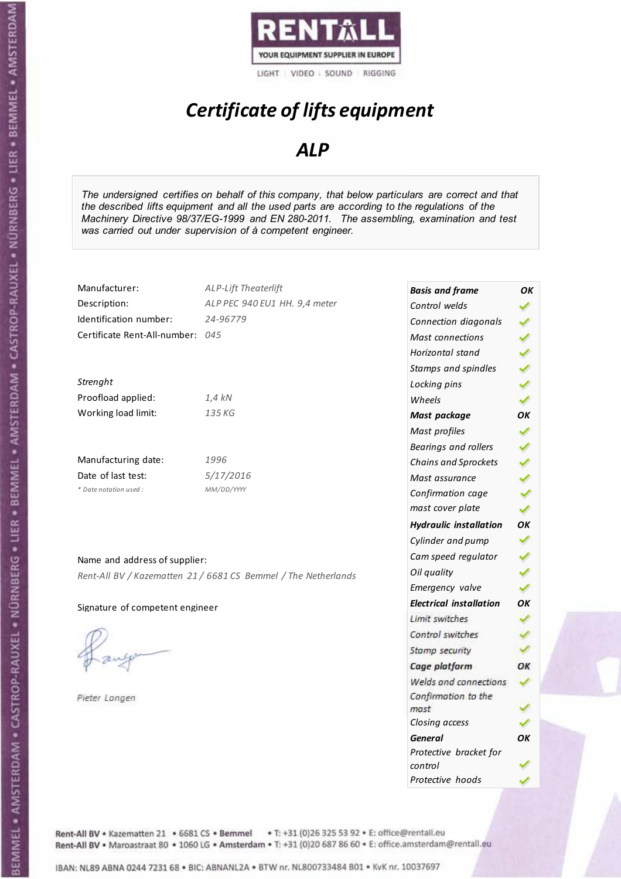RENTALL
YOUR EQUIPMENT SUPPLIER IN EUROPE
LIGHT | VIDEO | SOUND | RIGGING

# *Certificate of lifts equipment*

## *ALP*

*The undersigned certifies on behalf of this company, that below particulars are correct and that the described lifts equipment and all the used parts are according to the regulations of the Machinery Directive 98/37/EG-1999 and EN 280-2011. The assembling, examination and test was carried out under supervision of à competent engineer.*

| | |
|---|---|
| Manufacturer: | *ALP-Lift Theaterlift* |
| Description: | *ALP PEC 940 EU1 HH. 9,4 meter* |
| Identification number: | *24-96779* |
| Certificate Rent-All-number: | *045* |

*Strenght*

| | |
|---|---|
| Proofload applied: | *1,4 kN* |
| Working load limit: | *135 KG* |

| | |
|---|---|
| Manufacturing date: | *1996* |
| Date of last test: | *5/17/2016* |
| * *Date notation used :* | *MM/DD/YYYY* |

Name and address of supplier:

*Rent-All BV / Kazematten 21 / 6681 CS Bemmel / The Netherlands*

Signature of competent engineer

*Pieter Langen*

| | |
|---|---|
| ***Basis and frame*** | ***OK*** |
| *Control welds* | ✓ |
| *Connection diagonals* | ✓ |
| *Mast connections* | ✓ |
| *Horizontal stand* | ✓ |
| *Stamps and spindles* | ✓ |
| *Locking pins* | ✓ |
| *Wheels* | ✓ |
| ***Mast package*** | ***OK*** |
| *Mast profiles* | ✓ |
| *Bearings and rollers* | ✓ |
| *Chains and Sprockets* | ✓ |
| *Mast assurance* | ✓ |
| *Confirmation cage* | ✓ |
| *mast cover plate* | ✓ |
| ***Hydraulic installation*** | ***OK*** |
| *Cylinder and pump* | ✓ |
| *Cam speed regulator* | ✓ |
| *Oil quality* | ✓ |
| *Emergency valve* | ✓ |
| ***Electrical installation*** | ***OK*** |
| *Limit switches* | ✓ |
| *Control switches* | ✓ |
| *Stamp security* | ✓ |
| ***Cage platform*** | ***OK*** |
| *Welds and connections* | ✓ |
| *Confirmation to the mast* | ✓ |
| *Closing access* | ✓ |
| ***General*** | ***OK*** |
| *Protective bracket for control* | ✓ |
| *Protective hoods* | ✓ |

Rent-All BV • Kazematten 21 • 6681 CS • Bemmel • T: +31 (0)26 325 53 92 • E: office@rentall.eu
Rent-All BV • Maroastraat 80 • 1060 LG • Amsterdam • T: +31 (0)20 687 86 60 • E: office.amsterdam@rentall.eu

IBAN: NL89 ABNA 0244 7231 68 • BIC: ABNANL2A • BTW nr. NL800733484 B01 • KvK nr. 10037697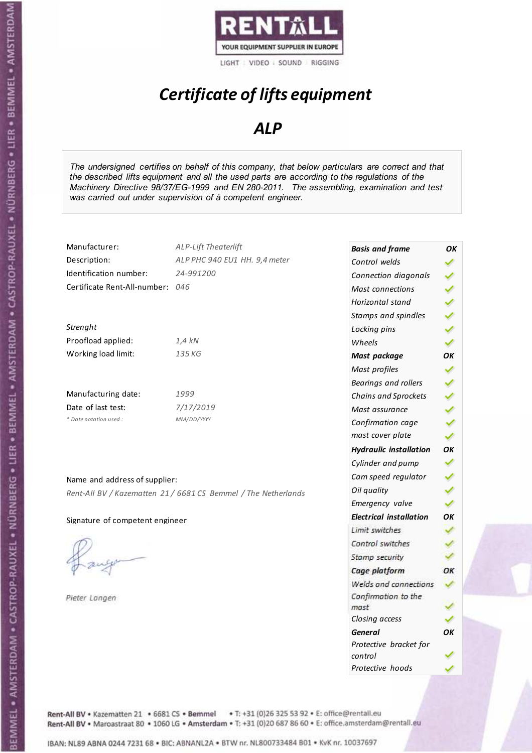RENTALL

YOUR EQUIPMENT SUPPLIER IN EUROPE

LIGHT | VIDEO | SOUND | RIGGING

# *Certificate of lifts equipment*

## *ALP*

*The undersigned certifies on behalf of this company, that below particulars are correct and that the described lifts equipment and all the used parts are according to the regulations of the Machinery Directive 98/37/EG-1999 and EN 280-2011. The assembling, examination and test was carried out under supervision of à competent engineer.*

| | |
|---|---|
| Manufacturer: | *ALP-Lift Theaterlift* |
| Description: | *ALP PHC 940 EU1 HH. 9,4 meter* |
| Identification number: | *24-991200* |
| Certificate Rent-All-number: | *046* |

*Strenght*

| | |
|---|---|
| Proofload applied: | *1,4 kN* |
| Working load limit: | *135 KG* |

| | |
|---|---|
| Manufacturing date: | *1999* |
| Date of last test: | *7/17/2019* |
| *\* Date notation used :* | *MM/DD/YYYY* |

Name and address of supplier:

*Rent-All BV / Kazematten 21 / 6681 CS Bemmel / The Netherlands*

Signature of competent engineer

*Pieter Langen*

| | |
|---|---|
| ***Basis and frame*** | ***OK*** |
| *Control welds* | ✓ |
| *Connection diagonals* | ✓ |
| *Mast connections* | ✓ |
| *Horizontal stand* | ✓ |
| *Stamps and spindles* | ✓ |
| *Locking pins* | ✓ |
| *Wheels* | ✓ |
| ***Mast package*** | ***OK*** |
| *Mast profiles* | ✓ |
| *Bearings and rollers* | ✓ |
| *Chains and Sprockets* | ✓ |
| *Mast assurance* | ✓ |
| *Confirmation cage* | ✓ |
| *mast cover plate* | ✓ |
| ***Hydraulic installation*** | ***OK*** |
| *Cylinder and pump* | ✓ |
| *Cam speed regulator* | ✓ |
| *Oil quality* | ✓ |
| *Emergency valve* | ✓ |
| ***Electrical installation*** | ***OK*** |
| *Limit switches* | ✓ |
| *Control switches* | ✓ |
| *Stamp security* | ✓ |
| ***Cage platform*** | ***OK*** |
| *Welds and connections* | ✓ |
| *Confirmation to the mast* | ✓ |
| *Closing access* | ✓ |
| ***General*** | ***OK*** |
| *Protective bracket for control* | ✓ |
| *Protective hoods* | ✓ |

Rent-All BV • Kazematten 21 • 6681 CS • Bemmel • T: +31 (0)26 325 53 92 • E: office@rentall.eu
Rent-All BV • Maroastraat 80 • 1060 LG • Amsterdam • T: +31 (0)20 687 86 60 • E: office.amsterdam@rentall.eu

IBAN: NL89 ABNA 0244 7231 68 • BIC: ABNANL2A • BTW nr. NL800733484 B01 • KvK nr. 10037697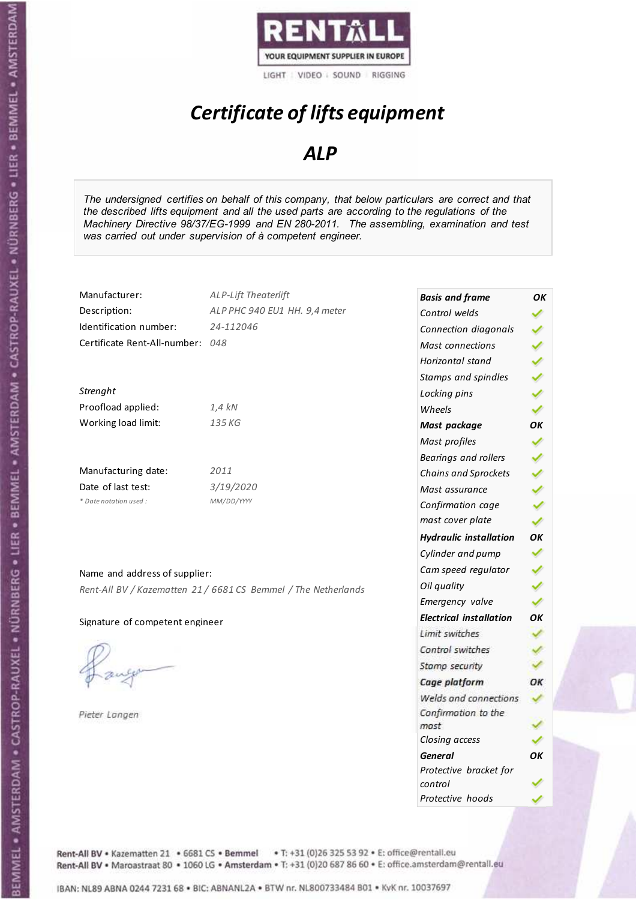RENTALL
YOUR EQUIPMENT SUPPLIER IN EUROPE
LIGHT | VIDEO | SOUND | RIGGING

# *Certificate of lifts equipment*

## *ALP*

*The undersigned certifies on behalf of this company, that below particulars are correct and that the described lifts equipment and all the used parts are according to the regulations of the Machinery Directive 98/37/EG-1999 and EN 280-2011. The assembling, examination and test was carried out under supervision of à competent engineer.*

| | |
|---|---|
| Manufacturer: | *ALP-Lift Theaterlift* |
| Description: | *ALP PHC 940 EU1 HH. 9,4 meter* |
| Identification number: | *24-112046* |
| Certificate Rent-All-number: | *048* |

*Strenght*

| | |
|---|---|
| Proofload applied: | *1,4 kN* |
| Working load limit: | *135 KG* |

| | |
|---|---|
| Manufacturing date: | *2011* |
| Date of last test: | *3/19/2020* |
| *\* Date notation used :* | *MM/DD/YYYY* |

Name and address of supplier:

*Rent-All BV / Kazematten 21 / 6681 CS Bemmel / The Netherlands*

Signature of competent engineer

*Pieter Langen*

| | |
|---|---|
| ***Basis and frame*** | ***OK*** |
| *Control welds* | ✓ |
| *Connection diagonals* | ✓ |
| *Mast connections* | ✓ |
| *Horizontal stand* | ✓ |
| *Stamps and spindles* | ✓ |
| *Locking pins* | ✓ |
| *Wheels* | ✓ |
| ***Mast package*** | ***OK*** |
| *Mast profiles* | ✓ |
| *Bearings and rollers* | ✓ |
| *Chains and Sprockets* | ✓ |
| *Mast assurance* | ✓ |
| *Confirmation cage* | ✓ |
| *mast cover plate* | ✓ |
| ***Hydraulic installation*** | ***OK*** |
| *Cylinder and pump* | ✓ |
| *Cam speed regulator* | ✓ |
| *Oil quality* | ✓ |
| *Emergency valve* | ✓ |
| ***Electrical installation*** | ***OK*** |
| *Limit switches* | ✓ |
| *Control switches* | ✓ |
| *Stamp security* | ✓ |
| ***Cage platform*** | ***OK*** |
| *Welds and connections* | ✓ |
| *Confirmation to the mast* | ✓ |
| *Closing access* | ✓ |
| ***General*** | ***OK*** |
| *Protective bracket for control* | ✓ |
| *Protective hoods* | ✓ |

Rent-All BV • Kazematten 21 • 6681 CS • Bemmel • T: +31 (0)26 325 53 92 • E: office@rentall.eu
Rent-All BV • Maroastraat 80 • 1060 LG • Amsterdam • T: +31 (0)20 687 86 60 • E: office.amsterdam@rentall.eu

IBAN: NL89 ABNA 0244 7231 68 • BIC: ABNANL2A • BTW nr. NL800733484 B01 • KvK nr. 10037697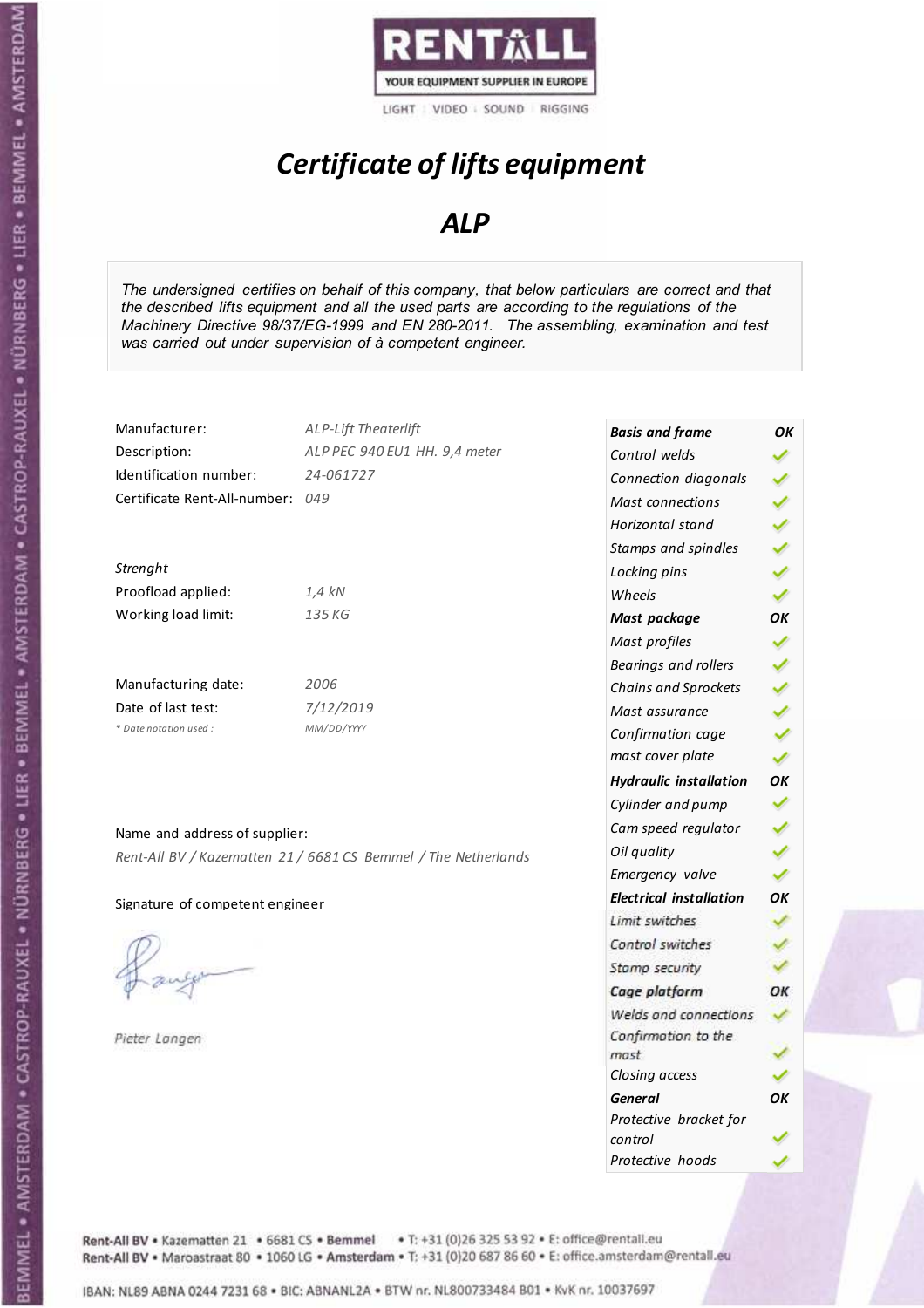RENTALL

YOUR EQUIPMENT SUPPLIER IN EUROPE

LIGHT | VIDEO | SOUND | RIGGING

# *Certificate of lifts equipment*

## *ALP*

*The undersigned certifies on behalf of this company, that below particulars are correct and that the described lifts equipment and all the used parts are according to the regulations of the Machinery Directive 98/37/EG-1999 and EN 280-2011. The assembling, examination and test was carried out under supervision of à competent engineer.*

| | |
|---|---|
| Manufacturer: | *ALP-Lift Theaterlift* |
| Description: | *ALP PEC 940 EU1 HH. 9,4 meter* |
| Identification number: | *24-061727* |
| Certificate Rent-All-number: | *049* |

*Strenght*

| | |
|---|---|
| Proofload applied: | *1,4 kN* |
| Working load limit: | *135 KG* |

| | |
|---|---|
| Manufacturing date: | *2006* |
| Date of last test: | *7/12/2019* |
| *\* Date notation used :* | *MM/DD/YYYY* |

Name and address of supplier:

*Rent-All BV / Kazematten 21 / 6681 CS Bemmel / The Netherlands*

Signature of competent engineer

*Pieter Langen*

| | |
|---|---|
| ***Basis and frame*** | ***OK*** |
| *Control welds* | ✓ |
| *Connection diagonals* | ✓ |
| *Mast connections* | ✓ |
| *Horizontal stand* | ✓ |
| *Stamps and spindles* | ✓ |
| *Locking pins* | ✓ |
| *Wheels* | ✓ |
| ***Mast package*** | ***OK*** |
| *Mast profiles* | ✓ |
| *Bearings and rollers* | ✓ |
| *Chains and Sprockets* | ✓ |
| *Mast assurance* | ✓ |
| *Confirmation cage* | ✓ |
| *mast cover plate* | ✓ |
| ***Hydraulic installation*** | ***OK*** |
| *Cylinder and pump* | ✓ |
| *Cam speed regulator* | ✓ |
| *Oil quality* | ✓ |
| *Emergency valve* | ✓ |
| ***Electrical installation*** | ***OK*** |
| *Limit switches* | ✓ |
| *Control switches* | ✓ |
| *Stamp security* | ✓ |
| ***Cage platform*** | ***OK*** |
| *Welds and connections* | ✓ |
| *Confirmation to the mast* | ✓ |
| *Closing access* | ✓ |
| ***General*** | ***OK*** |
| *Protective bracket for control* | ✓ |
| *Protective hoods* | ✓ |

Rent-All BV • Kazematten 21 • 6681 CS • Bemmel • T: +31 (0)26 325 53 92 • E: office@rentall.eu
Rent-All BV • Maroastraat 80 • 1060 LG • Amsterdam • T: +31 (0)20 687 86 60 • E: office.amsterdam@rentall.eu

IBAN: NL89 ABNA 0244 7231 68 • BIC: ABNANL2A • BTW nr. NL800733484 B01 • KvK nr. 10037697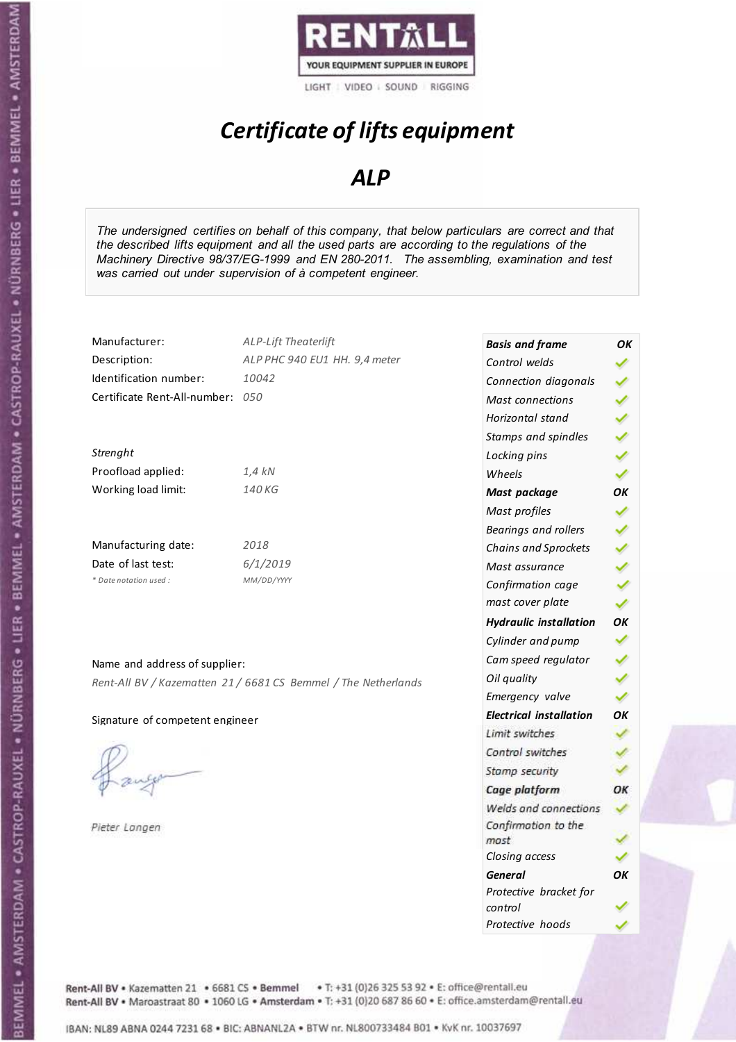RENTALL
YOUR EQUIPMENT SUPPLIER IN EUROPE
LIGHT | VIDEO | SOUND | RIGGING

# *Certificate of lifts equipment*

## *ALP*

*The undersigned certifies on behalf of this company, that below particulars are correct and that the described lifts equipment and all the used parts are according to the regulations of the Machinery Directive 98/37/EG-1999 and EN 280-2011. The assembling, examination and test was carried out under supervision of à competent engineer.*

| | |
|---|---|
| Manufacturer: | *ALP-Lift Theaterlift* |
| Description: | *ALP PHC 940 EU1 HH. 9,4 meter* |
| Identification number: | *10042* |
| Certificate Rent-All-number: | *050* |

*Strenght*

| | |
|---|---|
| Proofload applied: | *1,4 kN* |
| Working load limit: | *140 KG* |

| | |
|---|---|
| Manufacturing date: | *2018* |
| Date of last test: | *6/1/2019* |
| *\* Date notation used :* | *MM/DD/YYYY* |

| | |
|---|---|
| ***Basis and frame*** | ***OK*** |
| *Control welds* | ✓ |
| *Connection diagonals* | ✓ |
| *Mast connections* | ✓ |
| *Horizontal stand* | ✓ |
| *Stamps and spindles* | ✓ |
| *Locking pins* | ✓ |
| *Wheels* | ✓ |
| ***Mast package*** | ***OK*** |
| *Mast profiles* | ✓ |
| *Bearings and rollers* | ✓ |
| *Chains and Sprockets* | ✓ |
| *Mast assurance* | ✓ |
| *Confirmation cage* | ✓ |
| *mast cover plate* | ✓ |
| ***Hydraulic installation*** | ***OK*** |
| *Cylinder and pump* | ✓ |
| *Cam speed regulator* | ✓ |
| *Oil quality* | ✓ |
| *Emergency valve* | ✓ |
| ***Electrical installation*** | ***OK*** |
| *Limit switches* | ✓ |
| *Control switches* | ✓ |
| *Stamp security* | ✓ |
| ***Cage platform*** | ***OK*** |
| *Welds and connections* | ✓ |
| *Confirmation to the mast* | ✓ |
| *Closing access* | ✓ |
| ***General*** | ***OK*** |
| *Protective bracket for control* | ✓ |
| *Protective hoods* | ✓ |

Name and address of supplier:

*Rent-All BV / Kazematten 21 / 6681 CS Bemmel / The Netherlands*

Signature of competent engineer

*Pieter Langen*

Rent-All BV • Kazematten 21 • 6681 CS • **Bemmel** • T: +31 (0)26 325 53 92 • E: office@rentall.eu
Rent-All BV • Maroastraat 80 • 1060 LG • **Amsterdam** • T: +31 (0)20 687 86 60 • E: office.amsterdam@rentall.eu

IBAN: NL89 ABNA 0244 7231 68 • BIC: ABNANL2A • BTW nr. NL800733484 B01 • KvK nr. 10037697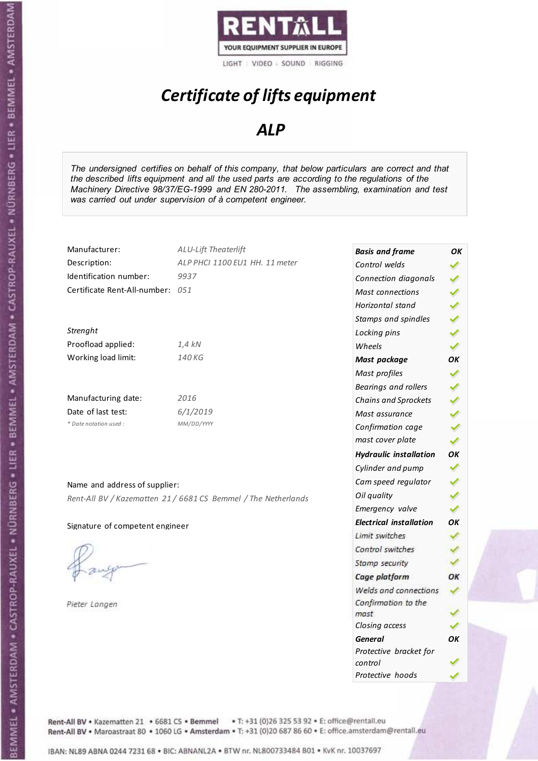RENTALL
YOUR EQUIPMENT SUPPLIER IN EUROPE
LIGHT | VIDEO | SOUND | RIGGING

# *Certificate of lifts equipment*

## *ALP*

*The undersigned certifies on behalf of this company, that below particulars are correct and that the described lifts equipment and all the used parts are according to the regulations of the Machinery Directive 98/37/EG-1999 and EN 280-2011. The assembling, examination and test was carried out under supervision of à competent engineer.*

| | |
|---|---|
| Manufacturer: | *ALU-Lift Theaterlift* |
| Description: | *ALP PHCI 1100 EU1 HH. 11 meter* |
| Identification number: | *9937* |
| Certificate Rent-All-number: | *051* |

*Strenght*

| | |
|---|---|
| Proofload applied: | *1,4 kN* |
| Working load limit: | *140 KG* |

| | |
|---|---|
| Manufacturing date: | *2016* |
| Date of last test: | *6/1/2019* |
| *\* Date notation used :* | *MM/DD/YYYY* |

Name and address of supplier:

*Rent-All BV / Kazematten 21 / 6681 CS Bemmel / The Netherlands*

Signature of competent engineer

*Pieter Langen*

| | |
|---|---|
| ***Basis and frame*** | ***OK*** |
| *Control welds* | ✓ |
| *Connection diagonals* | ✓ |
| *Mast connections* | ✓ |
| *Horizontal stand* | ✓ |
| *Stamps and spindles* | ✓ |
| *Locking pins* | ✓ |
| *Wheels* | ✓ |
| ***Mast package*** | ***OK*** |
| *Mast profiles* | ✓ |
| *Bearings and rollers* | ✓ |
| *Chains and Sprockets* | ✓ |
| *Mast assurance* | ✓ |
| *Confirmation cage* | ✓ |
| *mast cover plate* | ✓ |
| ***Hydraulic installation*** | ***OK*** |
| *Cylinder and pump* | ✓ |
| *Cam speed regulator* | ✓ |
| *Oil quality* | ✓ |
| *Emergency valve* | ✓ |
| ***Electrical installation*** | ***OK*** |
| *Limit switches* | ✓ |
| *Control switches* | ✓ |
| *Stamp security* | ✓ |
| ***Cage platform*** | ***OK*** |
| *Welds and connections* | ✓ |
| *Confirmation to the mast* | ✓ |
| *Closing access* | ✓ |
| ***General*** | ***OK*** |
| *Protective bracket for control* | ✓ |
| *Protective hoods* | ✓ |

Rent-All BV • Kazematten 21 • 6681 CS • **Bemmel** • T: +31 (0)26 325 53 92 • E: office@rentall.eu
Rent-All BV • Maroastraat 80 • 1060 LG • **Amsterdam** • T: +31 (0)20 687 86 60 • E: office.amsterdam@rentall.eu

IBAN: NL89 ABNA 0244 7231 68 • BIC: ABNANL2A • BTW nr. NL800733484 B01 • KvK nr. 10037697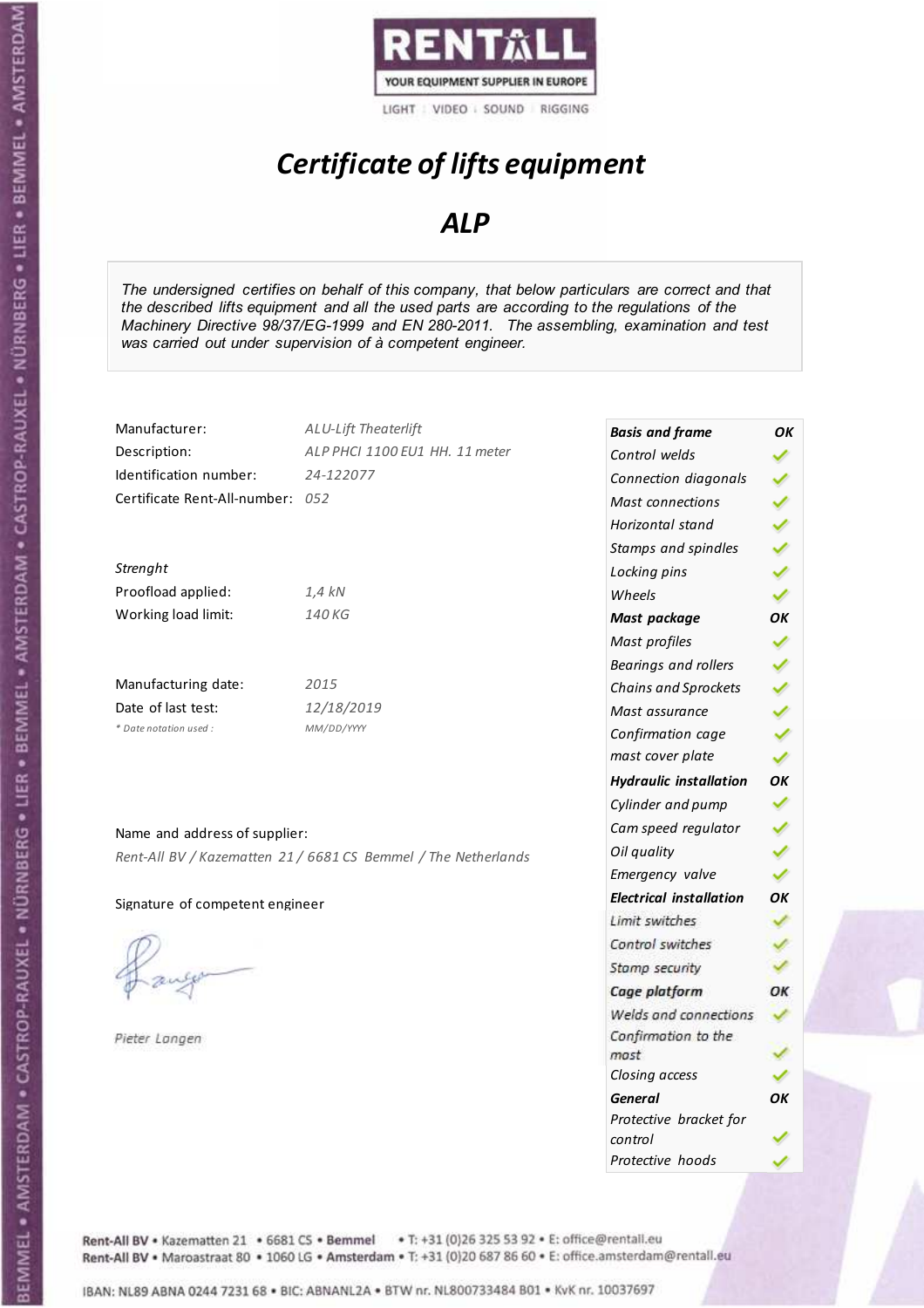RENTALL

YOUR EQUIPMENT SUPPLIER IN EUROPE

LIGHT | VIDEO | SOUND | RIGGING

# *Certificate of lifts equipment*

## *ALP*

*The undersigned certifies on behalf of this company, that below particulars are correct and that the described lifts equipment and all the used parts are according to the regulations of the Machinery Directive 98/37/EG-1999 and EN 280-2011. The assembling, examination and test was carried out under supervision of à competent engineer.*

| | |
|---|---|
| Manufacturer: | *ALU-Lift Theaterlift* |
| Description: | *ALP PHCI 1100 EU1 HH. 11 meter* |
| Identification number: | *24-122077* |
| Certificate Rent-All-number: | *052* |

*Strenght*

| | |
|---|---|
| Proofload applied: | *1,4 kN* |
| Working load limit: | *140 KG* |

| | |
|---|---|
| Manufacturing date: | *2015* |
| Date of last test: | *12/18/2019* |
| *\* Date notation used :* | *MM/DD/YYYY* |

Name and address of supplier:

*Rent-All BV / Kazematten 21 / 6681 CS Bemmel / The Netherlands*

Signature of competent engineer

*Pieter Langen*

| ***Basis and frame*** | ***OK*** |
|---|---|
| *Control welds* | ✓ |
| *Connection diagonals* | ✓ |
| *Mast connections* | ✓ |
| *Horizontal stand* | ✓ |
| *Stamps and spindles* | ✓ |
| *Locking pins* | ✓ |
| *Wheels* | ✓ |
| ***Mast package*** | ***OK*** |
| *Mast profiles* | ✓ |
| *Bearings and rollers* | ✓ |
| *Chains and Sprockets* | ✓ |
| *Mast assurance* | ✓ |
| *Confirmation cage* | ✓ |
| *mast cover plate* | ✓ |
| ***Hydraulic installation*** | ***OK*** |
| *Cylinder and pump* | ✓ |
| *Cam speed regulator* | ✓ |
| *Oil quality* | ✓ |
| *Emergency valve* | ✓ |
| ***Electrical installation*** | ***OK*** |
| *Limit switches* | ✓ |
| *Control switches* | ✓ |
| *Stamp security* | ✓ |
| ***Cage platform*** | ***OK*** |
| *Welds and connections* | ✓ |
| *Confirmation to the mast* | ✓ |
| *Closing access* | ✓ |
| ***General*** | ***OK*** |
| *Protective bracket for control* | ✓ |
| *Protective hoods* | ✓ |

Rent-All BV • Kazematten 21 • 6681 CS • Bemmel • T: +31 (0)26 325 53 92 • E: office@rentall.eu
Rent-All BV • Maroastraat 80 • 1060 LG • Amsterdam • T: +31 (0)20 687 86 60 • E: office.amsterdam@rentall.eu

IBAN: NL89 ABNA 0244 7231 68 • BIC: ABNANL2A • BTW nr. NL800733484 B01 • KvK nr. 10037697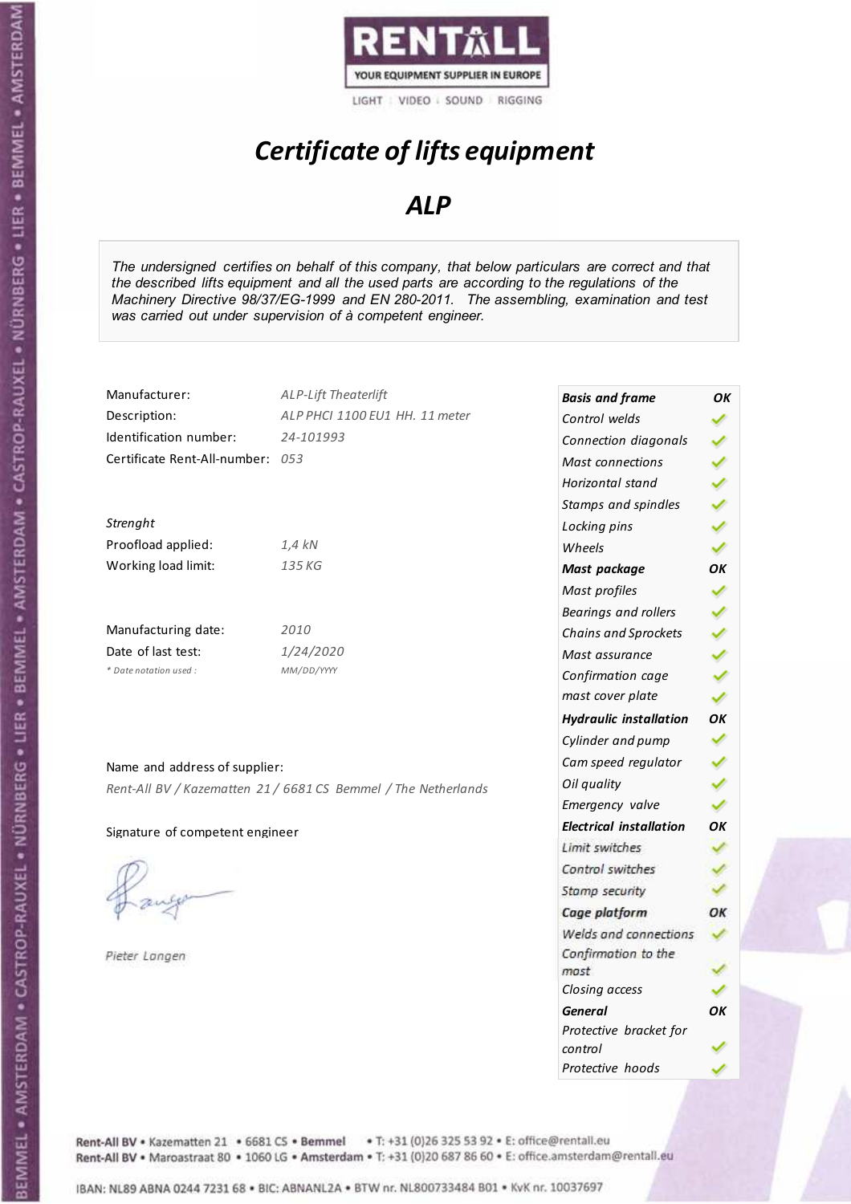RENTALL
YOUR EQUIPMENT SUPPLIER IN EUROPE
LIGHT | VIDEO | SOUND | RIGGING

# *Certificate of lifts equipment*

## *ALP*

*The undersigned certifies on behalf of this company, that below particulars are correct and that the described lifts equipment and all the used parts are according to the regulations of the Machinery Directive 98/37/EG-1999 and EN 280-2011. The assembling, examination and test was carried out under supervision of à competent engineer.*

| | |
|---|---|
| Manufacturer: | *ALP-Lift Theaterlift* |
| Description: | *ALP PHCI 1100 EU1 HH. 11 meter* |
| Identification number: | *24-101993* |
| Certificate Rent-All-number: | *053* |

*Strenght*

| | |
|---|---|
| Proofload applied: | *1,4 kN* |
| Working load limit: | *135 KG* |

| | |
|---|---|
| Manufacturing date: | *2010* |
| Date of last test: | *1/24/2020* |
| *\* Date notation used :* | *MM/DD/YYYY* |

Name and address of supplier:

*Rent-All BV / Kazematten 21 / 6681 CS Bemmel / The Netherlands*

Signature of competent engineer

*Pieter Langen*

| | |
|---|---|
| ***Basis and frame*** | ***OK*** |
| *Control welds* | ✓ |
| *Connection diagonals* | ✓ |
| *Mast connections* | ✓ |
| *Horizontal stand* | ✓ |
| *Stamps and spindles* | ✓ |
| *Locking pins* | ✓ |
| *Wheels* | ✓ |
| ***Mast package*** | ***OK*** |
| *Mast profiles* | ✓ |
| *Bearings and rollers* | ✓ |
| *Chains and Sprockets* | ✓ |
| *Mast assurance* | ✓ |
| *Confirmation cage* | ✓ |
| *mast cover plate* | ✓ |
| ***Hydraulic installation*** | ***OK*** |
| *Cylinder and pump* | ✓ |
| *Cam speed regulator* | ✓ |
| *Oil quality* | ✓ |
| *Emergency valve* | ✓ |
| ***Electrical installation*** | ***OK*** |
| *Limit switches* | ✓ |
| *Control switches* | ✓ |
| *Stamp security* | ✓ |
| ***Cage platform*** | ***OK*** |
| *Welds and connections* | ✓ |
| *Confirmation to the mast* | ✓ |
| *Closing access* | ✓ |
| ***General*** | ***OK*** |
| *Protective bracket for control* | ✓ |
| *Protective hoods* | ✓ |

Rent-All BV • Kazematten 21 • 6681 CS • Bemmel • T: +31 (0)26 325 53 92 • E: office@rentall.eu
Rent-All BV • Maroastraat 80 • 1060 LG • Amsterdam • T: +31 (0)20 687 86 60 • E: office.amsterdam@rentall.eu

IBAN: NL89 ABNA 0244 7231 68 • BIC: ABNANL2A • BTW nr. NL800733484 B01 • KvK nr. 10037697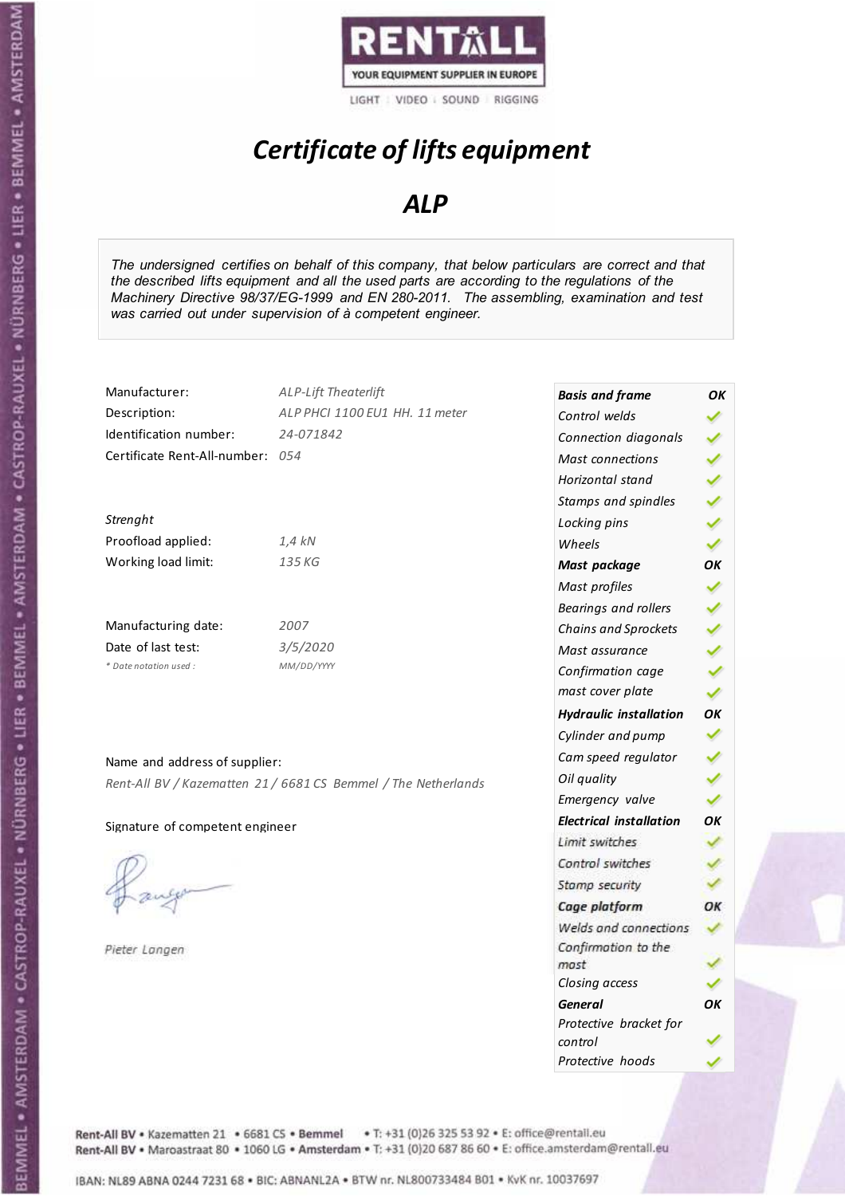RENTALL

YOUR EQUIPMENT SUPPLIER IN EUROPE

LIGHT | VIDEO | SOUND | RIGGING

# *Certificate of lifts equipment*

## *ALP*

*The undersigned certifies on behalf of this company, that below particulars are correct and that the described lifts equipment and all the used parts are according to the regulations of the Machinery Directive 98/37/EG-1999 and EN 280-2011. The assembling, examination and test was carried out under supervision of à competent engineer.*

| | |
|---|---|
| Manufacturer: | *ALP-Lift Theaterlift* |
| Description: | *ALP PHCI 1100 EU1 HH. 11 meter* |
| Identification number: | *24-071842* |
| Certificate Rent-All-number: | *054* |

*Strenght*

| | |
|---|---|
| Proofload applied: | *1,4 kN* |
| Working load limit: | *135 KG* |

| | |
|---|---|
| Manufacturing date: | *2007* |
| Date of last test: | *3/5/2020* |
| *\* Date notation used :* | *MM/DD/YYYY* |

Name and address of supplier:

*Rent-All BV / Kazematten 21 / 6681 CS Bemmel / The Netherlands*

Signature of competent engineer

*Pieter Langen*

| | |
|---|---|
| ***Basis and frame*** | ***OK*** |
| *Control welds* | ✓ |
| *Connection diagonals* | ✓ |
| *Mast connections* | ✓ |
| *Horizontal stand* | ✓ |
| *Stamps and spindles* | ✓ |
| *Locking pins* | ✓ |
| *Wheels* | ✓ |
| ***Mast package*** | ***OK*** |
| *Mast profiles* | ✓ |
| *Bearings and rollers* | ✓ |
| *Chains and Sprockets* | ✓ |
| *Mast assurance* | ✓ |
| *Confirmation cage* | ✓ |
| *mast cover plate* | ✓ |
| ***Hydraulic installation*** | ***OK*** |
| *Cylinder and pump* | ✓ |
| *Cam speed regulator* | ✓ |
| *Oil quality* | ✓ |
| *Emergency valve* | ✓ |
| ***Electrical installation*** | ***OK*** |
| *Limit switches* | ✓ |
| *Control switches* | ✓ |
| *Stamp security* | ✓ |
| ***Cage platform*** | ***OK*** |
| *Welds and connections* | ✓ |
| *Confirmation to the mast* | ✓ |
| *Closing access* | ✓ |
| ***General*** | ***OK*** |
| *Protective bracket for control* | ✓ |
| *Protective hoods* | ✓ |

Rent-All BV • Kazematten 21 • 6681 CS • Bemmel • T: +31 (0)26 325 53 92 • E: office@rentall.eu
Rent-All BV • Maroastraat 80 • 1060 LG • Amsterdam • T: +31 (0)20 687 86 60 • E: office.amsterdam@rentall.eu

IBAN: NL89 ABNA 0244 7231 68 • BIC: ABNANL2A • BTW nr. NL800733484 B01 • KvK nr. 10037697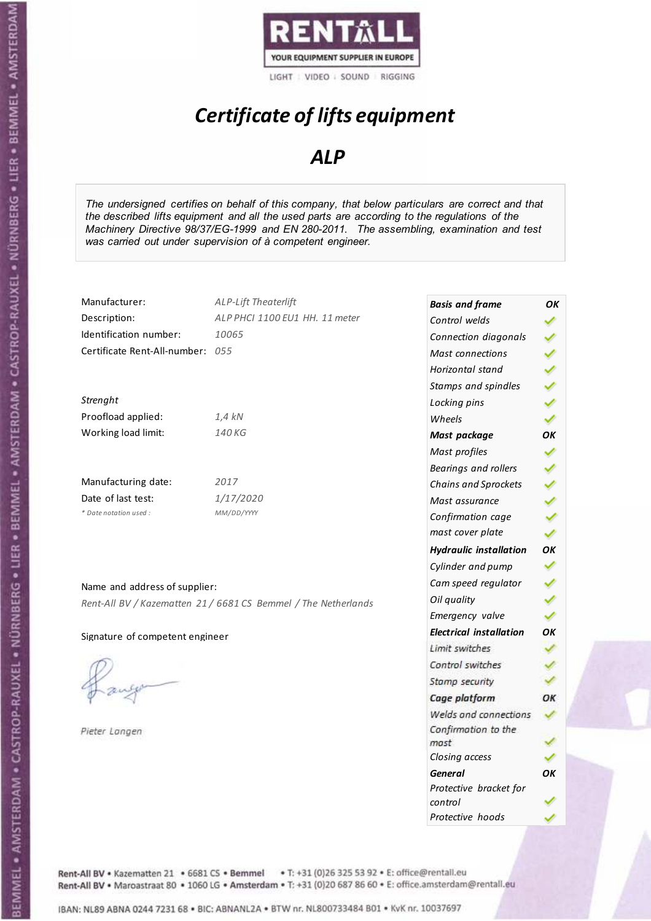RENTALL
YOUR EQUIPMENT SUPPLIER IN EUROPE
LIGHT | VIDEO | SOUND | RIGGING

# *Certificate of lifts equipment*

## *ALP*

*The undersigned certifies on behalf of this company, that below particulars are correct and that the described lifts equipment and all the used parts are according to the regulations of the Machinery Directive 98/37/EG-1999 and EN 280-2011. The assembling, examination and test was carried out under supervision of à competent engineer.*

| | |
|---|---|
| Manufacturer: | *ALP-Lift Theaterlift* |
| Description: | *ALP PHCI 1100 EU1 HH. 11 meter* |
| Identification number: | *10065* |
| Certificate Rent-All-number: | *055* |

*Strenght*

| | |
|---|---|
| Proofload applied: | *1,4 kN* |
| Working load limit: | *140 KG* |

| | |
|---|---|
| Manufacturing date: | *2017* |
| Date of last test: | *1/17/2020* |
| *\* Date notation used :* | *MM/DD/YYYY* |

Name and address of supplier:

*Rent-All BV / Kazematten 21 / 6681 CS Bemmel / The Netherlands*

Signature of competent engineer

*Pieter Langen*

| | |
|---|---|
| ***Basis and frame*** | ***OK*** |
| *Control welds* | ✓ |
| *Connection diagonals* | ✓ |
| *Mast connections* | ✓ |
| *Horizontal stand* | ✓ |
| *Stamps and spindles* | ✓ |
| *Locking pins* | ✓ |
| *Wheels* | ✓ |
| ***Mast package*** | ***OK*** |
| *Mast profiles* | ✓ |
| *Bearings and rollers* | ✓ |
| *Chains and Sprockets* | ✓ |
| *Mast assurance* | ✓ |
| *Confirmation cage* | ✓ |
| *mast cover plate* | ✓ |
| ***Hydraulic installation*** | ***OK*** |
| *Cylinder and pump* | ✓ |
| *Cam speed regulator* | ✓ |
| *Oil quality* | ✓ |
| *Emergency valve* | ✓ |
| ***Electrical installation*** | ***OK*** |
| *Limit switches* | ✓ |
| *Control switches* | ✓ |
| *Stamp security* | ✓ |
| ***Cage platform*** | ***OK*** |
| *Welds and connections* | ✓ |
| *Confirmation to the mast* | ✓ |
| *Closing access* | ✓ |
| ***General*** | ***OK*** |
| *Protective bracket for control* | ✓ |
| *Protective hoods* | ✓ |

Rent-All BV • Kazematten 21 • 6681 CS • Bemmel • T: +31 (0)26 325 53 92 • E: office@rentall.eu
Rent-All BV • Maroastraat 80 • 1060 LG • Amsterdam • T: +31 (0)20 687 86 60 • E: office.amsterdam@rentall.eu

IBAN: NL89 ABNA 0244 7231 68 • BIC: ABNANL2A • BTW nr. NL800733484 B01 • KvK nr. 10037697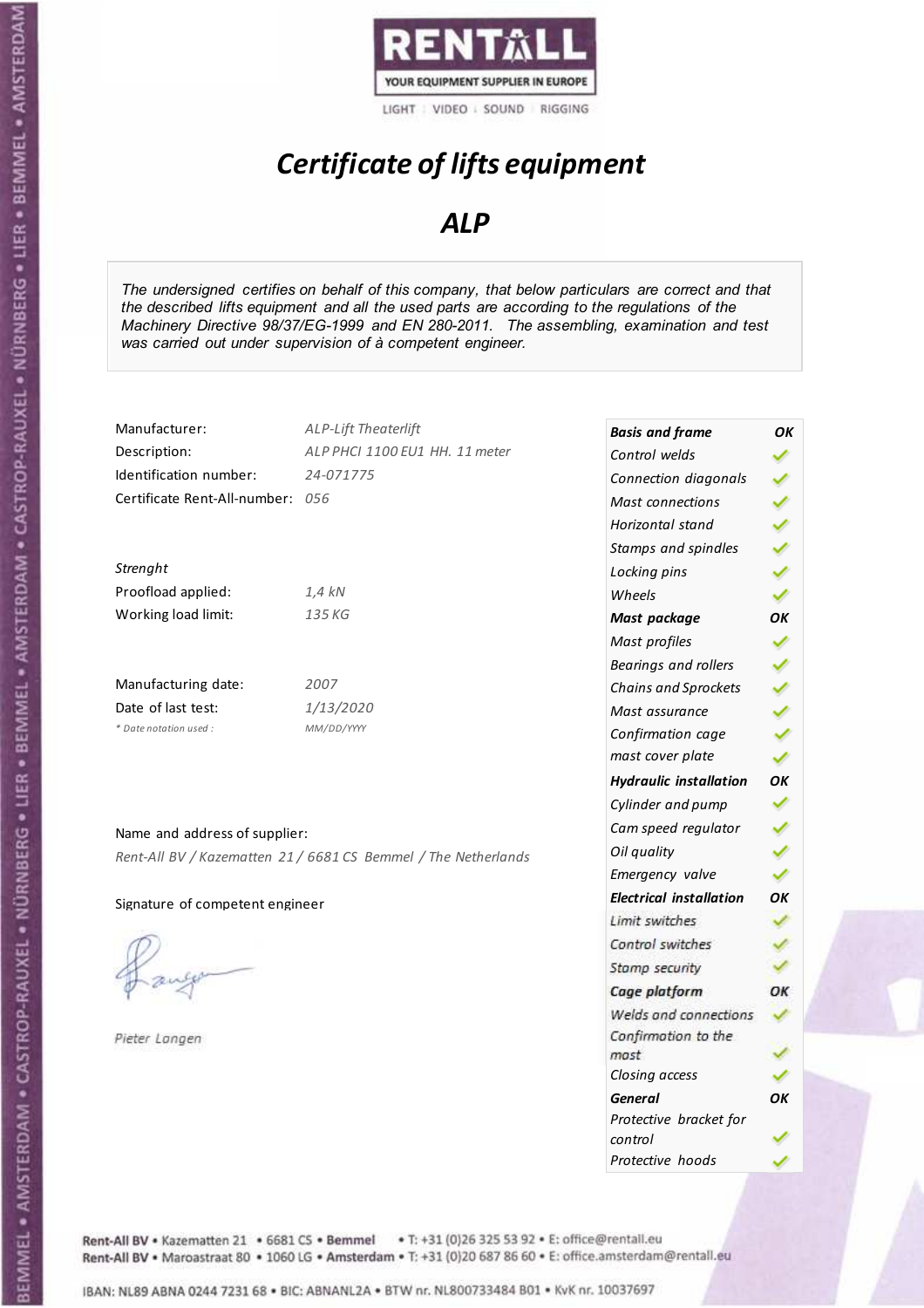RENTALL

YOUR EQUIPMENT SUPPLIER IN EUROPE

LIGHT | VIDEO | SOUND | RIGGING

# *Certificate of lifts equipment*

## *ALP*

*The undersigned certifies on behalf of this company, that below particulars are correct and that the described lifts equipment and all the used parts are according to the regulations of the Machinery Directive 98/37/EG-1999 and EN 280-2011. The assembling, examination and test was carried out under supervision of à competent engineer.*

| | |
|---|---|
| Manufacturer: | *ALP-Lift Theaterlift* |
| Description: | *ALP PHCI 1100 EU1 HH. 11 meter* |
| Identification number: | *24-071775* |
| Certificate Rent-All-number: | *056* |
| *Strenght* | |
| Proofload applied: | *1,4 kN* |
| Working load limit: | *135 KG* |
| Manufacturing date: | *2007* |
| Date of last test: | *1/13/2020* |
| *\* Date notation used :* | *MM/DD/YYYY* |

Name and address of supplier:

*Rent-All BV / Kazematten 21 / 6681 CS Bemmel / The Netherlands*

Signature of competent engineer

*Pieter Langen*

| | |
|---|---|
| ***Basis and frame*** | ***OK*** |
| *Control welds* | ✓ |
| *Connection diagonals* | ✓ |
| *Mast connections* | ✓ |
| *Horizontal stand* | ✓ |
| *Stamps and spindles* | ✓ |
| *Locking pins* | ✓ |
| *Wheels* | ✓ |
| ***Mast package*** | ***OK*** |
| *Mast profiles* | ✓ |
| *Bearings and rollers* | ✓ |
| *Chains and Sprockets* | ✓ |
| *Mast assurance* | ✓ |
| *Confirmation cage* | ✓ |
| *mast cover plate* | ✓ |
| ***Hydraulic installation*** | ***OK*** |
| *Cylinder and pump* | ✓ |
| *Cam speed regulator* | ✓ |
| *Oil quality* | ✓ |
| *Emergency valve* | ✓ |
| ***Electrical installation*** | ***OK*** |
| *Limit switches* | ✓ |
| *Control switches* | ✓ |
| *Stamp security* | ✓ |
| ***Cage platform*** | ***OK*** |
| *Welds and connections* | ✓ |
| *Confirmation to the mast* | ✓ |
| *Closing access* | ✓ |
| ***General*** | ***OK*** |
| *Protective bracket for control* | ✓ |
| *Protective hoods* | ✓ |

Rent-All BV • Kazematten 21 • 6681 CS • **Bemmel** • T: +31 (0)26 325 53 92 • E: office@rentall.eu
Rent-All BV • Maroastraat 80 • 1060 LG • **Amsterdam** • T: +31 (0)20 687 86 60 • E: office.amsterdam@rentall.eu

IBAN: NL89 ABNA 0244 7231 68 • BIC: ABNANL2A • BTW nr. NL800733484 B01 • KvK nr. 10037697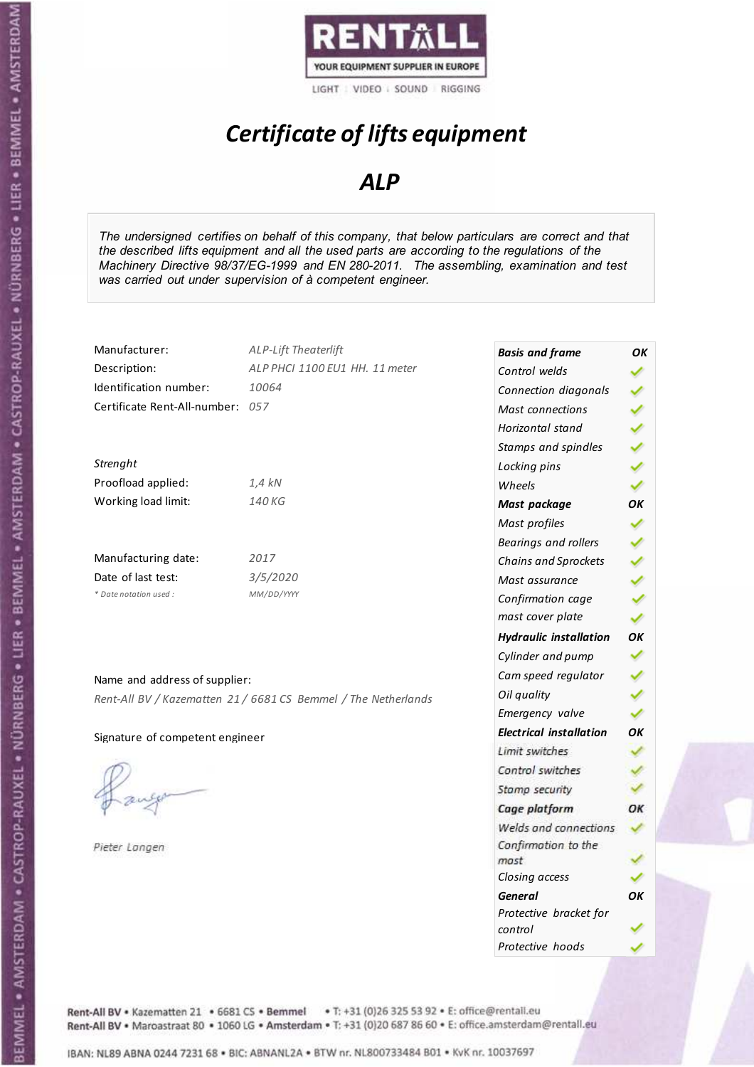RENTALL
YOUR EQUIPMENT SUPPLIER IN EUROPE
LIGHT | VIDEO | SOUND | RIGGING

# *Certificate of lifts equipment*

## *ALP*

*The undersigned certifies on behalf of this company, that below particulars are correct and that the described lifts equipment and all the used parts are according to the regulations of the Machinery Directive 98/37/EG-1999 and EN 280-2011. The assembling, examination and test was carried out under supervision of à competent engineer.*

| | |
|---|---|
| Manufacturer: | *ALP-Lift Theaterlift* |
| Description: | *ALP PHCI 1100 EU1 HH. 11 meter* |
| Identification number: | *10064* |
| Certificate Rent-All-number: | *057* |

*Strenght*

| | |
|---|---|
| Proofload applied: | *1,4 kN* |
| Working load limit: | *140 KG* |

| | |
|---|---|
| Manufacturing date: | *2017* |
| Date of last test: | *3/5/2020* |
| *\* Date notation used :* | *MM/DD/YYYY* |

Name and address of supplier:

*Rent-All BV / Kazematten 21 / 6681 CS Bemmel / The Netherlands*

Signature of competent engineer

*Pieter Langen*

| | |
|---|---|
| ***Basis and frame*** | ***OK*** |
| *Control welds* | ✓ |
| *Connection diagonals* | ✓ |
| *Mast connections* | ✓ |
| *Horizontal stand* | ✓ |
| *Stamps and spindles* | ✓ |
| *Locking pins* | ✓ |
| *Wheels* | ✓ |
| ***Mast package*** | ***OK*** |
| *Mast profiles* | ✓ |
| *Bearings and rollers* | ✓ |
| *Chains and Sprockets* | ✓ |
| *Mast assurance* | ✓ |
| *Confirmation cage* | ✓ |
| *mast cover plate* | ✓ |
| ***Hydraulic installation*** | ***OK*** |
| *Cylinder and pump* | ✓ |
| *Cam speed regulator* | ✓ |
| *Oil quality* | ✓ |
| *Emergency valve* | ✓ |
| ***Electrical installation*** | ***OK*** |
| *Limit switches* | ✓ |
| *Control switches* | ✓ |
| *Stamp security* | ✓ |
| ***Cage platform*** | ***OK*** |
| *Welds and connections* | ✓ |
| *Confirmation to the mast* | ✓ |
| *Closing access* | ✓ |
| ***General*** | ***OK*** |
| *Protective bracket for control* | ✓ |
| *Protective hoods* | ✓ |

Rent-All BV • Kazematten 21 • 6681 CS • **Bemmel** • T: +31 (0)26 325 53 92 • E: office@rentall.eu
Rent-All BV • Maroastraat 80 • 1060 LG • **Amsterdam** • T: +31 (0)20 687 86 60 • E: office.amsterdam@rentall.eu

IBAN: NL89 ABNA 0244 7231 68 • BIC: ABNANL2A • BTW nr. NL800733484 B01 • KvK nr. 10037697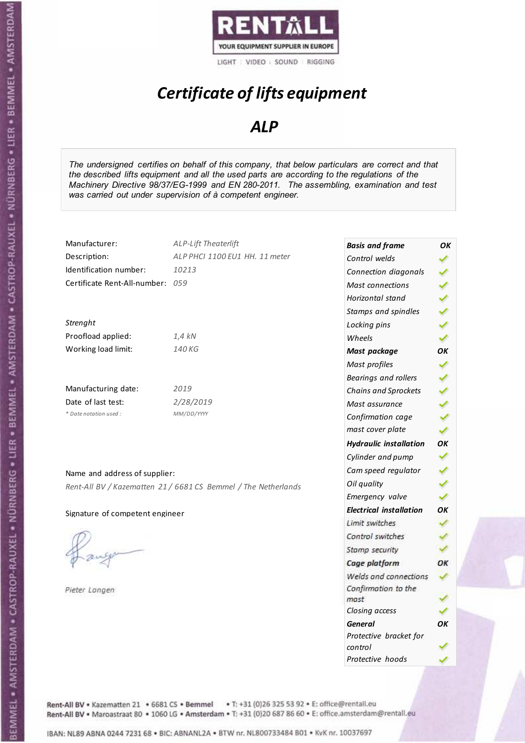RENTALL
YOUR EQUIPMENT SUPPLIER IN EUROPE
LIGHT | VIDEO | SOUND | RIGGING

# *Certificate of lifts equipment*

## *ALP*

*The undersigned certifies on behalf of this company, that below particulars are correct and that the described lifts equipment and all the used parts are according to the regulations of the Machinery Directive 98/37/EG-1999 and EN 280-2011. The assembling, examination and test was carried out under supervision of à competent engineer.*

| | |
|---|---|
| Manufacturer: | *ALP-Lift Theaterlift* |
| Description: | *ALP PHCI 1100 EU1 HH. 11 meter* |
| Identification number: | *10213* |
| Certificate Rent-All-number: | *059* |

*Strenght*

| | |
|---|---|
| Proofload applied: | *1,4 kN* |
| Working load limit: | *140 KG* |

| | |
|---|---|
| Manufacturing date: | *2019* |
| Date of last test: | *2/28/2019* |
| *\* Date notation used :* | *MM/DD/YYYY* |

Name and address of supplier:

*Rent-All BV / Kazematten 21 / 6681 CS Bemmel / The Netherlands*

Signature of competent engineer

*Pieter Langen*

| | |
|---|---|
| ***Basis and frame*** | ***OK*** |
| *Control welds* | ✓ |
| *Connection diagonals* | ✓ |
| *Mast connections* | ✓ |
| *Horizontal stand* | ✓ |
| *Stamps and spindles* | ✓ |
| *Locking pins* | ✓ |
| *Wheels* | ✓ |
| ***Mast package*** | ***OK*** |
| *Mast profiles* | ✓ |
| *Bearings and rollers* | ✓ |
| *Chains and Sprockets* | ✓ |
| *Mast assurance* | ✓ |
| *Confirmation cage* | ✓ |
| *mast cover plate* | ✓ |
| ***Hydraulic installation*** | ***OK*** |
| *Cylinder and pump* | ✓ |
| *Cam speed regulator* | ✓ |
| *Oil quality* | ✓ |
| *Emergency valve* | ✓ |
| ***Electrical installation*** | ***OK*** |
| *Limit switches* | ✓ |
| *Control switches* | ✓ |
| *Stamp security* | ✓ |
| ***Cage platform*** | ***OK*** |
| *Welds and connections* | ✓ |
| *Confirmation to the mast* | ✓ |
| *Closing access* | ✓ |
| ***General*** | ***OK*** |
| *Protective bracket for control* | ✓ |
| *Protective hoods* | ✓ |

Rent-All BV • Kazematten 21 • 6681 CS • Bemmel • T: +31 (0)26 325 53 92 • E: office@rentall.eu
Rent-All BV • Maroastraat 80 • 1060 LG • Amsterdam • T: +31 (0)20 687 86 60 • E: office.amsterdam@rentall.eu

IBAN: NL89 ABNA 0244 7231 68 • BIC: ABNANL2A • BTW nr. NL800733484 B01 • KvK nr. 10037697